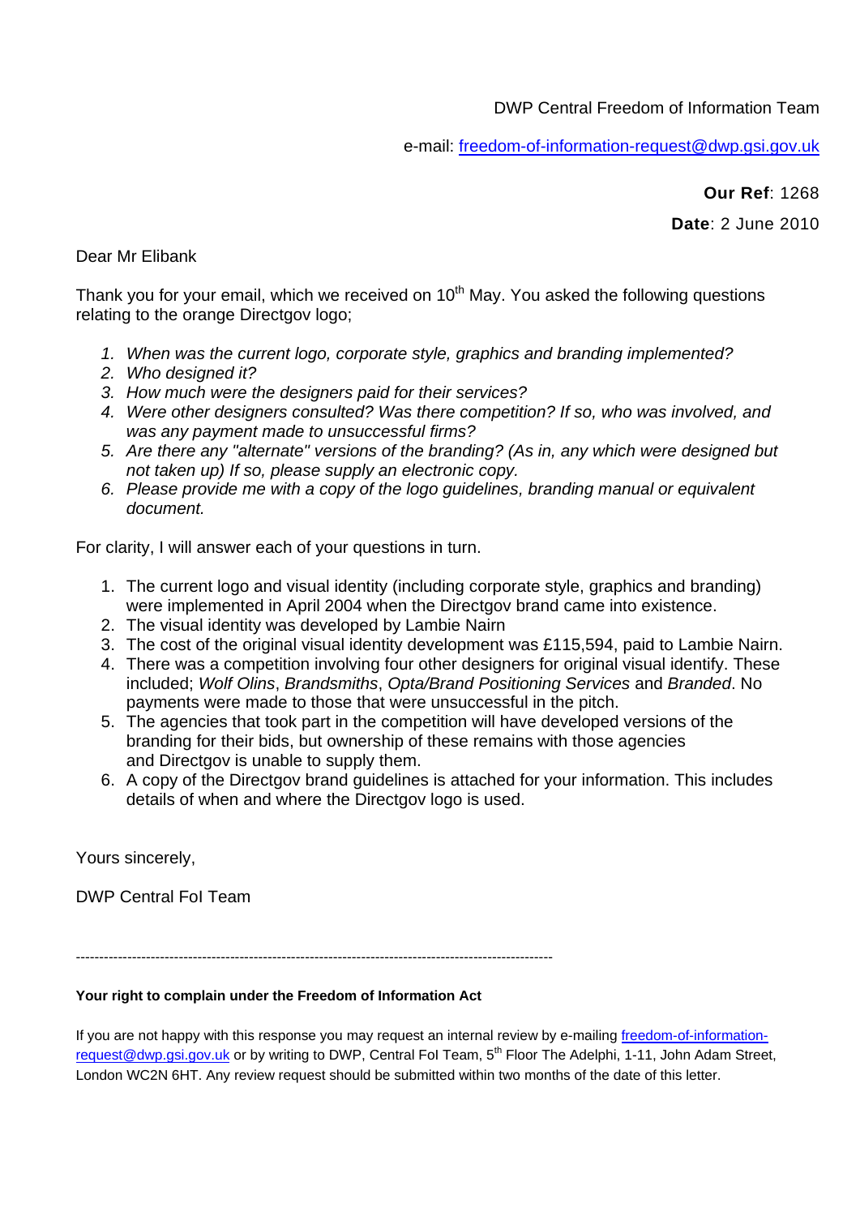DWP Central Freedom of Information Team

e-mail: freedom-of-information-request@dwp.gsi.gov.uk

**Our Ref**: 1268

**Date**: 2 June 2010

Dear Mr Elibank

Thank you for your email, which we received on 10th May. You asked the following questions relating to the orange Directgov logo;

1. *When was the current logo, corporate style, graphics and branding implemented?*
2. *Who designed it?*
3. *How much were the designers paid for their services?*
4. *Were other designers consulted? Was there competition? If so, who was involved, and was any payment made to unsuccessful firms?*
5. *Are there any "alternate" versions of the branding? (As in, any which were designed but not taken up) If so, please supply an electronic copy.*
6. *Please provide me with a copy of the logo guidelines, branding manual or equivalent document.*

For clarity, I will answer each of your questions in turn.

1. The current logo and visual identity (including corporate style, graphics and branding) were implemented in April 2004 when the Directgov brand came into existence.
2. The visual identity was developed by Lambie Nairn
3. The cost of the original visual identity development was £115,594, paid to Lambie Nairn.
4. There was a competition involving four other designers for original visual identify. These included; *Wolf Olins*, *Brandsmiths*, *Opta/Brand Positioning Services* and *Branded*. No payments were made to those that were unsuccessful in the pitch.
5. The agencies that took part in the competition will have developed versions of the branding for their bids, but ownership of these remains with those agencies and Directgov is unable to supply them.
6. A copy of the Directgov brand guidelines is attached for your information. This includes details of when and where the Directgov logo is used.

Yours sincerely,

DWP Central FoI Team

---

**Your right to complain under the Freedom of Information Act**

If you are not happy with this response you may request an internal review by e-mailing freedom-of-information-request@dwp.gsi.gov.uk or by writing to DWP, Central FoI Team, 5th Floor The Adelphi, 1-11, John Adam Street, London WC2N 6HT. Any review request should be submitted within two months of the date of this letter.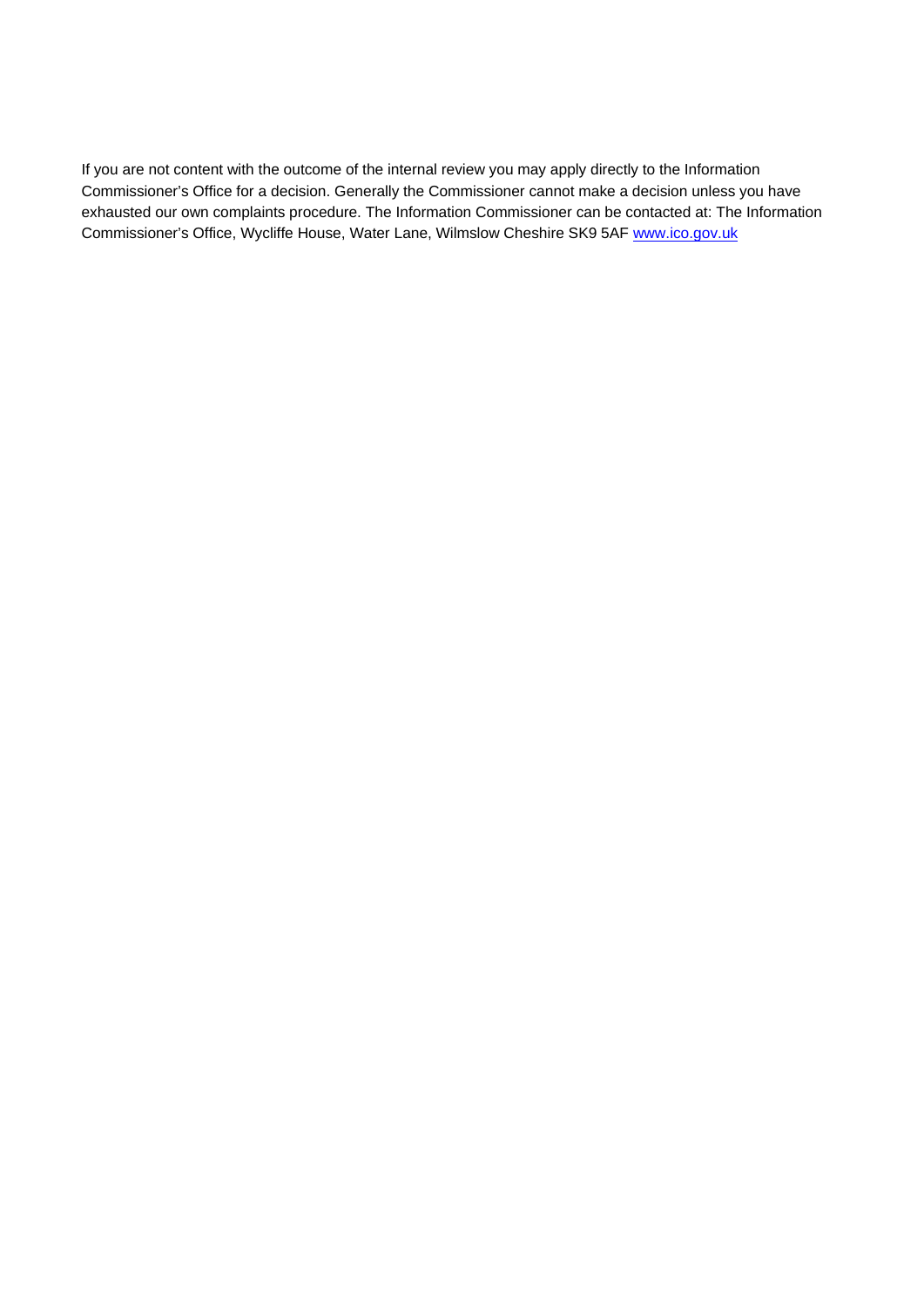If you are not content with the outcome of the internal review you may apply directly to the Information Commissioner's Office for a decision. Generally the Commissioner cannot make a decision unless you have exhausted our own complaints procedure. The Information Commissioner can be contacted at: The Information Commissioner's Office, Wycliffe House, Water Lane, Wilmslow Cheshire SK9 5AF [www.ico.gov.uk](http://www.ico.gov.uk)